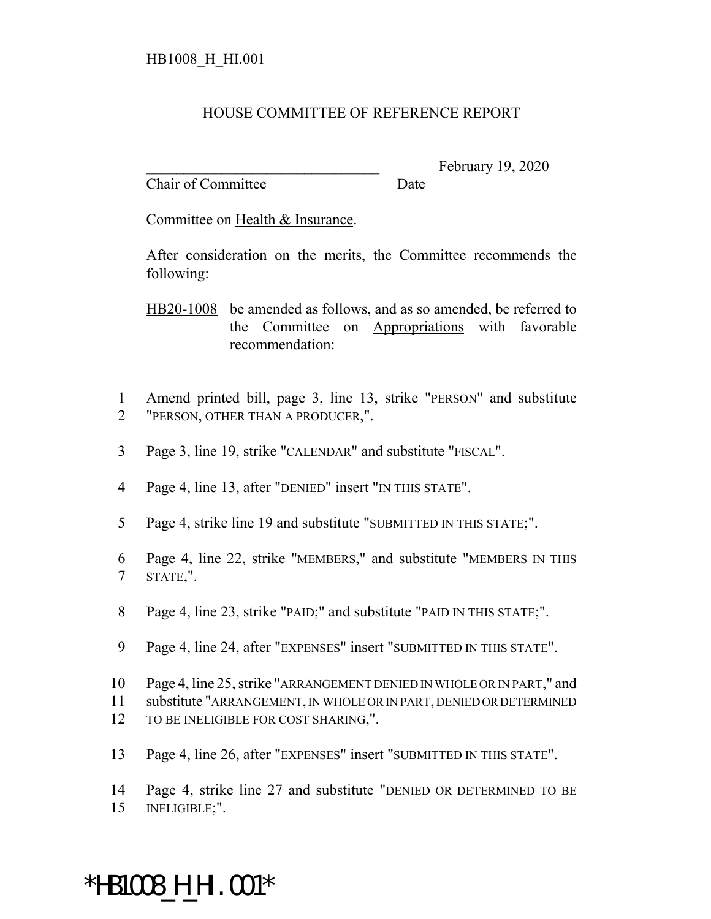HB1008_H_HI.001

# HOUSE COMMITTEE OF REFERENCE REPORT

_______________________________ February 19, 2020
Chair of Committee Date

Committee on Health & Insurance.

After consideration on the merits, the Committee recommends the following:

HB20-1008 be amended as follows, and as so amended, be referred to the Committee on Appropriations with favorable recommendation:

1 Amend printed bill, page 3, line 13, strike "PERSON" and substitute
2 "PERSON, OTHER THAN A PRODUCER,".

3 Page 3, line 19, strike "CALENDAR" and substitute "FISCAL".

4 Page 4, line 13, after "DENIED" insert "IN THIS STATE".

5 Page 4, strike line 19 and substitute "SUBMITTED IN THIS STATE;".

6 Page 4, line 22, strike "MEMBERS," and substitute "MEMBERS IN THIS
7 STATE,".

8 Page 4, line 23, strike "PAID;" and substitute "PAID IN THIS STATE;".

9 Page 4, line 24, after "EXPENSES" insert "SUBMITTED IN THIS STATE".

10 Page 4, line 25, strike "ARRANGEMENT DENIED IN WHOLE OR IN PART," and
11 substitute "ARRANGEMENT, IN WHOLE OR IN PART, DENIED OR DETERMINED
12 TO BE INELIGIBLE FOR COST SHARING,".

13 Page 4, line 26, after "EXPENSES" insert "SUBMITTED IN THIS STATE".

14 Page 4, strike line 27 and substitute "DENIED OR DETERMINED TO BE
15 INELIGIBLE;".

*HB1008_H_HI.001*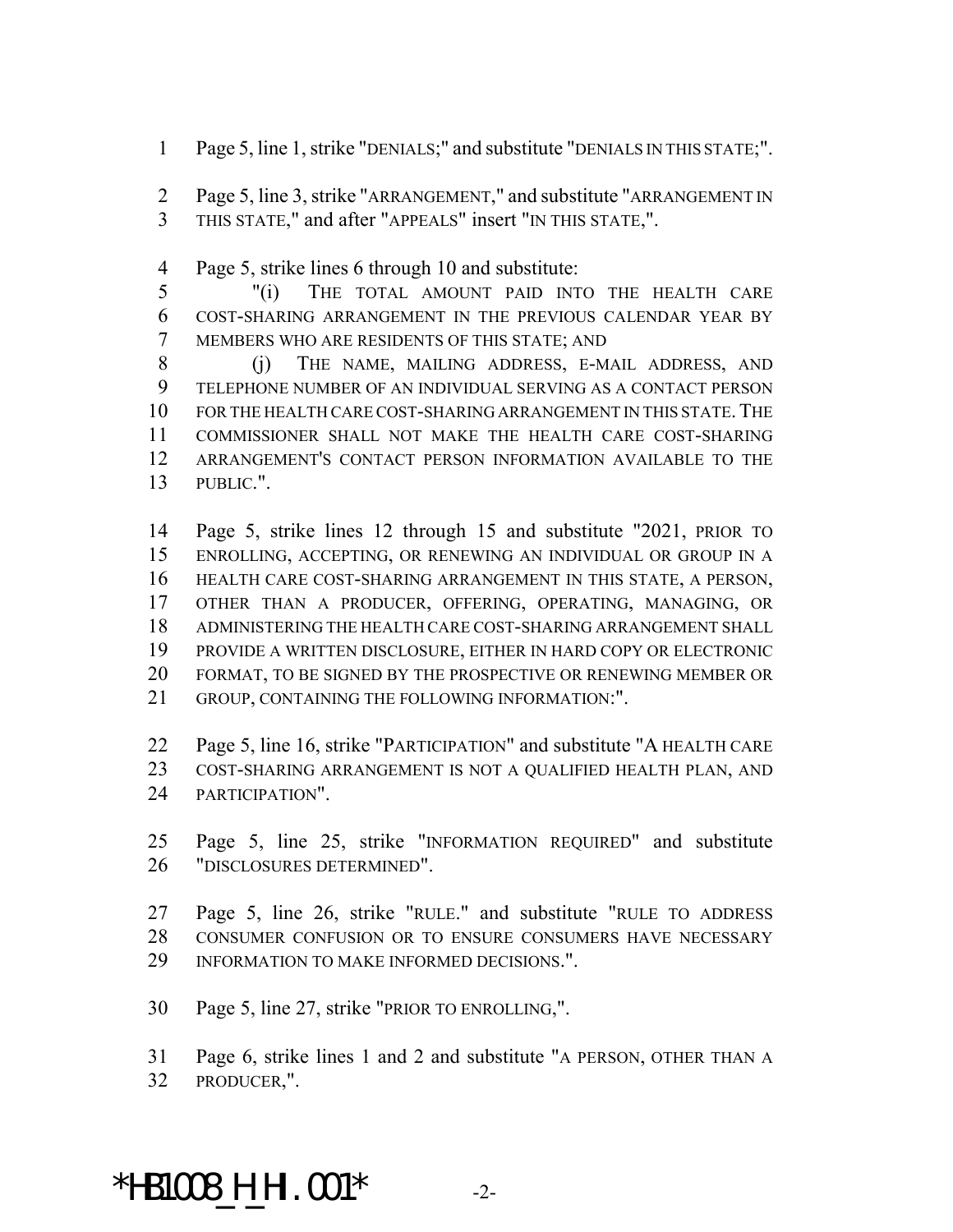Page 5, line 1, strike "DENIALS;" and substitute "DENIALS IN THIS STATE;".

Page 5, line 3, strike "ARRANGEMENT," and substitute "ARRANGEMENT IN THIS STATE," and after "APPEALS" insert "IN THIS STATE,".

Page 5, strike lines 6 through 10 and substitute:

"(i) THE TOTAL AMOUNT PAID INTO THE HEALTH CARE COST-SHARING ARRANGEMENT IN THE PREVIOUS CALENDAR YEAR BY MEMBERS WHO ARE RESIDENTS OF THIS STATE; AND

(j) THE NAME, MAILING ADDRESS, E-MAIL ADDRESS, AND TELEPHONE NUMBER OF AN INDIVIDUAL SERVING AS A CONTACT PERSON FOR THE HEALTH CARE COST-SHARING ARRANGEMENT IN THIS STATE. THE COMMISSIONER SHALL NOT MAKE THE HEALTH CARE COST-SHARING ARRANGEMENT'S CONTACT PERSON INFORMATION AVAILABLE TO THE PUBLIC.".

Page 5, strike lines 12 through 15 and substitute "2021, PRIOR TO ENROLLING, ACCEPTING, OR RENEWING AN INDIVIDUAL OR GROUP IN A HEALTH CARE COST-SHARING ARRANGEMENT IN THIS STATE, A PERSON, OTHER THAN A PRODUCER, OFFERING, OPERATING, MANAGING, OR ADMINISTERING THE HEALTH CARE COST-SHARING ARRANGEMENT SHALL PROVIDE A WRITTEN DISCLOSURE, EITHER IN HARD COPY OR ELECTRONIC FORMAT, TO BE SIGNED BY THE PROSPECTIVE OR RENEWING MEMBER OR GROUP, CONTAINING THE FOLLOWING INFORMATION:".

Page 5, line 16, strike "PARTICIPATION" and substitute "A HEALTH CARE COST-SHARING ARRANGEMENT IS NOT A QUALIFIED HEALTH PLAN, AND PARTICIPATION".

Page 5, line 25, strike "INFORMATION REQUIRED" and substitute "DISCLOSURES DETERMINED".

Page 5, line 26, strike "RULE." and substitute "RULE TO ADDRESS CONSUMER CONFUSION OR TO ENSURE CONSUMERS HAVE NECESSARY INFORMATION TO MAKE INFORMED DECISIONS.".

Page 5, line 27, strike "PRIOR TO ENROLLING,".

Page 6, strike lines 1 and 2 and substitute "A PERSON, OTHER THAN A PRODUCER,".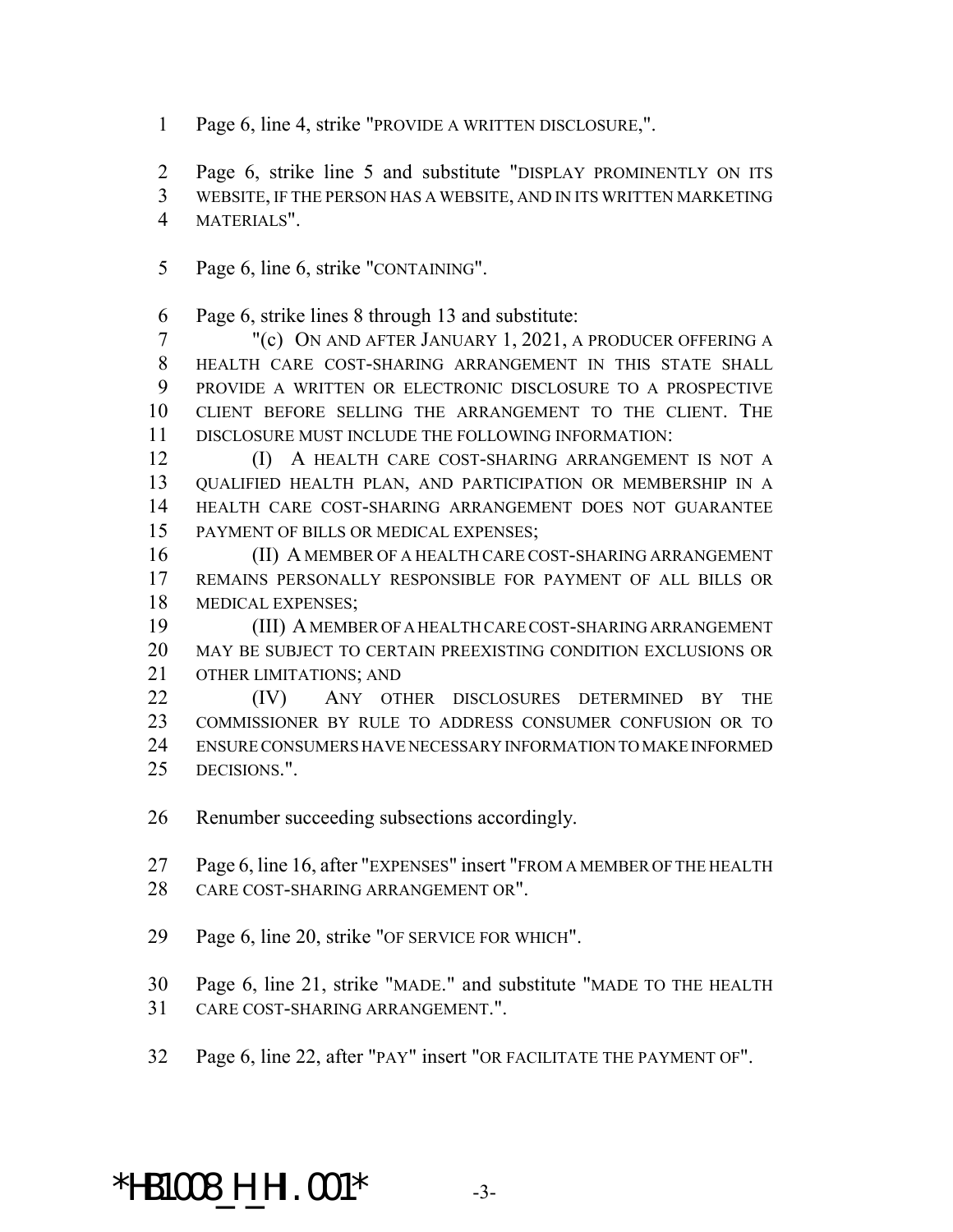Page 6, line 4, strike "PROVIDE A WRITTEN DISCLOSURE,".

Page 6, strike line 5 and substitute "DISPLAY PROMINENTLY ON ITS WEBSITE, IF THE PERSON HAS A WEBSITE, AND IN ITS WRITTEN MARKETING MATERIALS".

Page 6, line 6, strike "CONTAINING".

Page 6, strike lines 8 through 13 and substitute:

"(c) ON AND AFTER JANUARY 1, 2021, A PRODUCER OFFERING A HEALTH CARE COST-SHARING ARRANGEMENT IN THIS STATE SHALL PROVIDE A WRITTEN OR ELECTRONIC DISCLOSURE TO A PROSPECTIVE CLIENT BEFORE SELLING THE ARRANGEMENT TO THE CLIENT. THE DISCLOSURE MUST INCLUDE THE FOLLOWING INFORMATION:

(I) A HEALTH CARE COST-SHARING ARRANGEMENT IS NOT A QUALIFIED HEALTH PLAN, AND PARTICIPATION OR MEMBERSHIP IN A HEALTH CARE COST-SHARING ARRANGEMENT DOES NOT GUARANTEE PAYMENT OF BILLS OR MEDICAL EXPENSES;

(II) A MEMBER OF A HEALTH CARE COST-SHARING ARRANGEMENT REMAINS PERSONALLY RESPONSIBLE FOR PAYMENT OF ALL BILLS OR MEDICAL EXPENSES;

(III) A MEMBER OF A HEALTH CARE COST-SHARING ARRANGEMENT MAY BE SUBJECT TO CERTAIN PREEXISTING CONDITION EXCLUSIONS OR OTHER LIMITATIONS; AND

(IV) ANY OTHER DISCLOSURES DETERMINED BY THE COMMISSIONER BY RULE TO ADDRESS CONSUMER CONFUSION OR TO ENSURE CONSUMERS HAVE NECESSARY INFORMATION TO MAKE INFORMED DECISIONS.".

Renumber succeeding subsections accordingly.

Page 6, line 16, after "EXPENSES" insert "FROM A MEMBER OF THE HEALTH CARE COST-SHARING ARRANGEMENT OR".

Page 6, line 20, strike "OF SERVICE FOR WHICH".

Page 6, line 21, strike "MADE." and substitute "MADE TO THE HEALTH CARE COST-SHARING ARRANGEMENT.".

Page 6, line 22, after "PAY" insert "OR FACILITATE THE PAYMENT OF".

*HB1008_H_HI.001*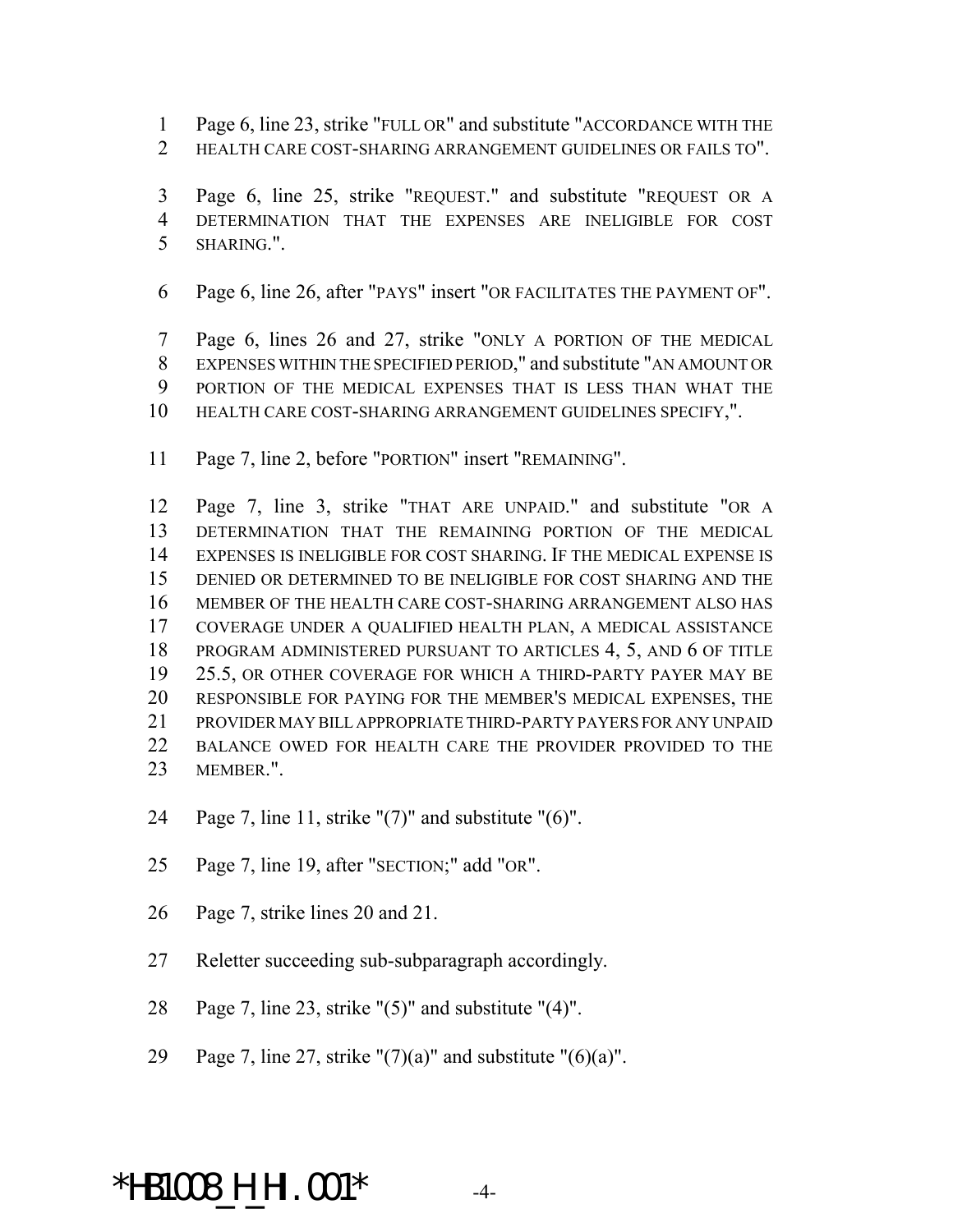Page 6, line 23, strike "FULL OR" and substitute "ACCORDANCE WITH THE HEALTH CARE COST-SHARING ARRANGEMENT GUIDELINES OR FAILS TO".

Page 6, line 25, strike "REQUEST." and substitute "REQUEST OR A DETERMINATION THAT THE EXPENSES ARE INELIGIBLE FOR COST SHARING.".

Page 6, line 26, after "PAYS" insert "OR FACILITATES THE PAYMENT OF".

Page 6, lines 26 and 27, strike "ONLY A PORTION OF THE MEDICAL EXPENSES WITHIN THE SPECIFIED PERIOD," and substitute "AN AMOUNT OR PORTION OF THE MEDICAL EXPENSES THAT IS LESS THAN WHAT THE HEALTH CARE COST-SHARING ARRANGEMENT GUIDELINES SPECIFY,".

Page 7, line 2, before "PORTION" insert "REMAINING".

Page 7, line 3, strike "THAT ARE UNPAID." and substitute "OR A DETERMINATION THAT THE REMAINING PORTION OF THE MEDICAL EXPENSES IS INELIGIBLE FOR COST SHARING. IF THE MEDICAL EXPENSE IS DENIED OR DETERMINED TO BE INELIGIBLE FOR COST SHARING AND THE MEMBER OF THE HEALTH CARE COST-SHARING ARRANGEMENT ALSO HAS COVERAGE UNDER A QUALIFIED HEALTH PLAN, A MEDICAL ASSISTANCE PROGRAM ADMINISTERED PURSUANT TO ARTICLES 4, 5, AND 6 OF TITLE 25.5, OR OTHER COVERAGE FOR WHICH A THIRD-PARTY PAYER MAY BE RESPONSIBLE FOR PAYING FOR THE MEMBER'S MEDICAL EXPENSES, THE PROVIDER MAY BILL APPROPRIATE THIRD-PARTY PAYERS FOR ANY UNPAID BALANCE OWED FOR HEALTH CARE THE PROVIDER PROVIDED TO THE MEMBER.".

Page 7, line 11, strike "(7)" and substitute "(6)".

Page 7, line 19, after "SECTION;" add "OR".

Page 7, strike lines 20 and 21.

Reletter succeeding sub-subparagraph accordingly.

Page 7, line 23, strike "(5)" and substitute "(4)".

Page 7, line 27, strike "(7)(a)" and substitute "(6)(a)".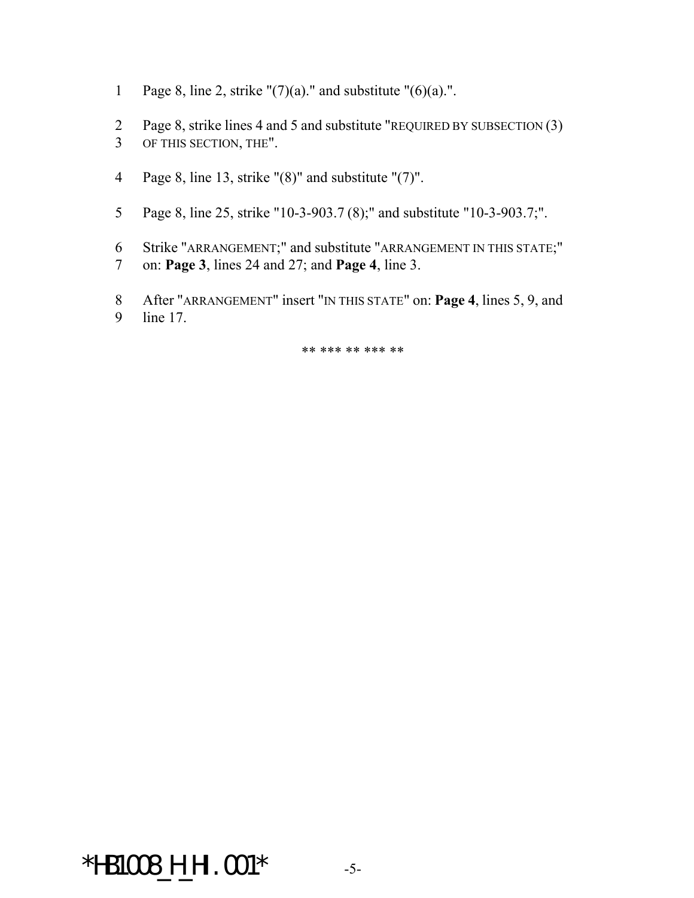Page 8, line 2, strike "(7)(a)." and substitute "(6)(a).".

Page 8, strike lines 4 and 5 and substitute "REQUIRED BY SUBSECTION (3) OF THIS SECTION, THE".

Page 8, line 13, strike "(8)" and substitute "(7)".

Page 8, line 25, strike "10-3-903.7 (8);" and substitute "10-3-903.7;".

Strike "ARRANGEMENT;" and substitute "ARRANGEMENT IN THIS STATE;" on: **Page 3**, lines 24 and 27; and **Page 4**, line 3.

After "ARRANGEMENT" insert "IN THIS STATE" on: **Page 4**, lines 5, 9, and line 17.

** *** ** *** **